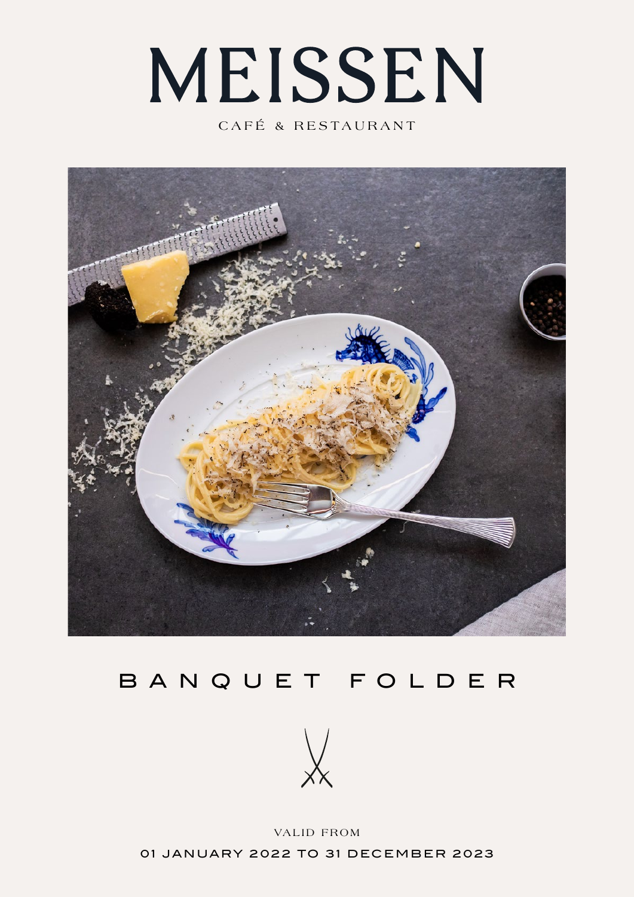# MEISSEN

CAFÉ & RESTAURANT

## BANQUET FOLDER

VALID FROM

01 JANUARY 2022 TO 31 DECEMBER 2023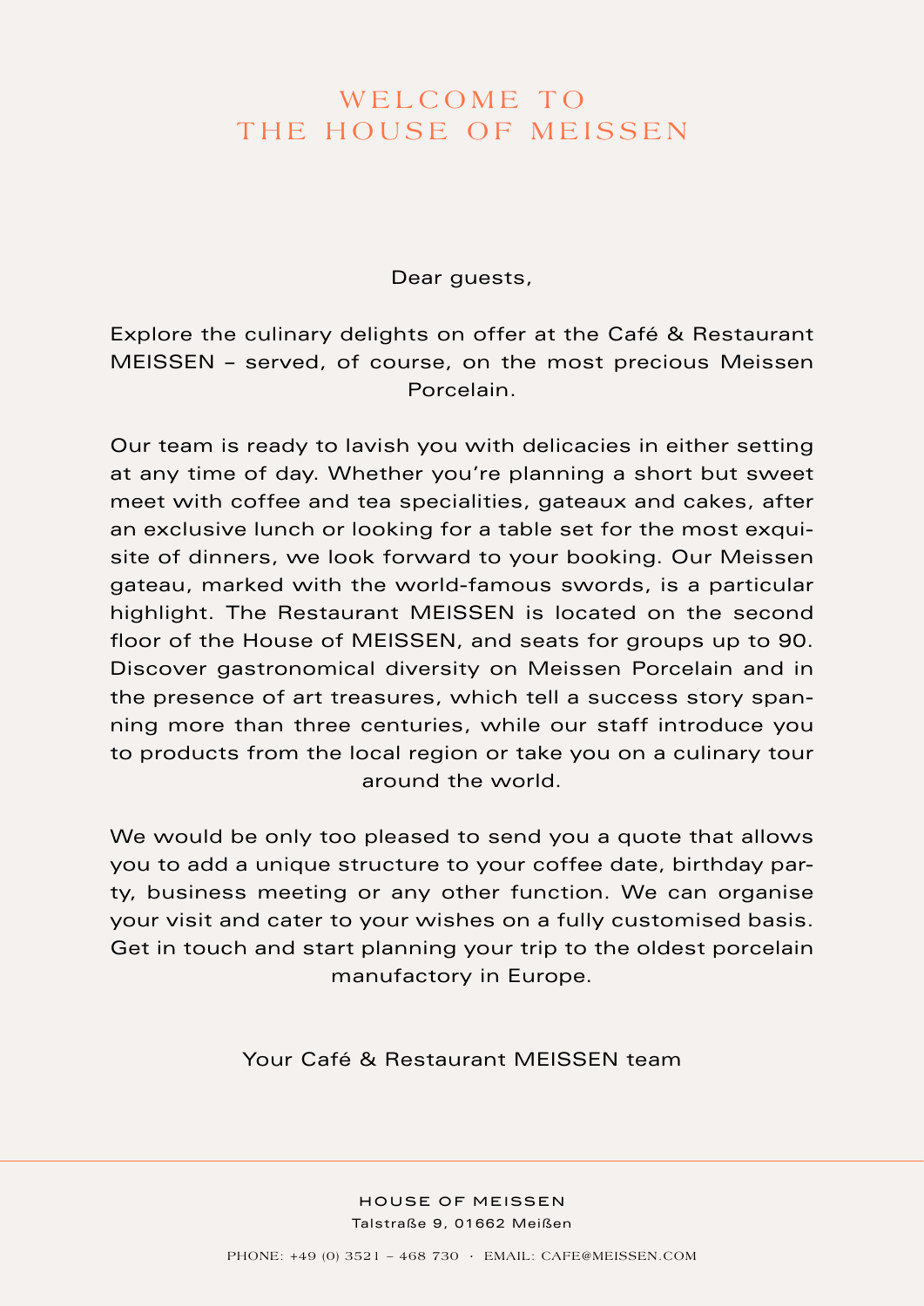# WELCOME TO THE HOUSE OF MEISSEN

Dear guests,

Explore the culinary delights on offer at the Café & Restaurant MEISSEN – served, of course, on the most precious Meissen Porcelain.

Our team is ready to lavish you with delicacies in either setting at any time of day. Whether you're planning a short but sweet meet with coffee and tea specialities, gateaux and cakes, after an exclusive lunch or looking for a table set for the most exquisite of dinners, we look forward to your booking. Our Meissen gateau, marked with the world-famous swords, is a particular highlight. The Restaurant MEISSEN is located on the second floor of the House of MEISSEN, and seats for groups up to 90. Discover gastronomical diversity on Meissen Porcelain and in the presence of art treasures, which tell a success story spanning more than three centuries, while our staff introduce you to products from the local region or take you on a culinary tour around the world.

We would be only too pleased to send you a quote that allows you to add a unique structure to your coffee date, birthday party, business meeting or any other function. We can organise your visit and cater to your wishes on a fully customised basis. Get in touch and start planning your trip to the oldest porcelain manufactory in Europe.

Your Café & Restaurant MEISSEN team

HOUSE OF MEISSEN
Talstraße 9, 01662 Meißen

PHONE: +49 (0) 3521 – 468 730 · EMAIL: CAFE@MEISSEN.COM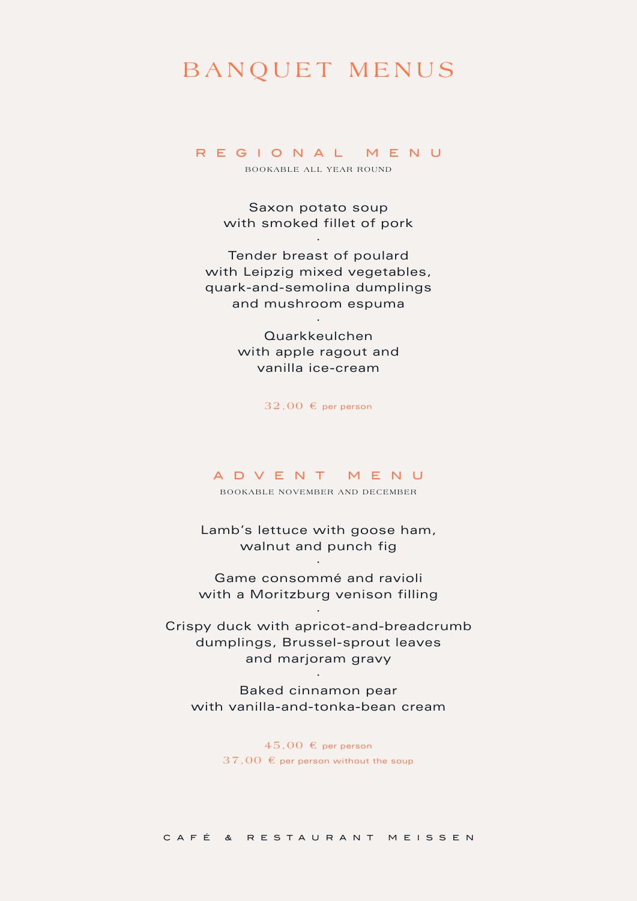# BANQUET MENUS

## REGIONAL MENU

BOOKABLE ALL YEAR ROUND

Saxon potato soup
with smoked fillet of pork

·

Tender breast of poulard
with Leipzig mixed vegetables,
quark-and-semolina dumplings
and mushroom espuma

·

Quarkkeulchen
with apple ragout and
vanilla ice-cream

32,00 € per person

## ADVENT MENU

BOOKABLE NOVEMBER AND DECEMBER

Lamb's lettuce with goose ham,
walnut and punch fig

·

Game consommé and ravioli
with a Moritzburg venison filling

·

Crispy duck with apricot-and-breadcrumb
dumplings, Brussel-sprout leaves
and marjoram gravy

·

Baked cinnamon pear
with vanilla-and-tonka-bean cream

45,00 € per person
37,00 € per person without the soup

CAFÉ & RESTAURANT MEISSEN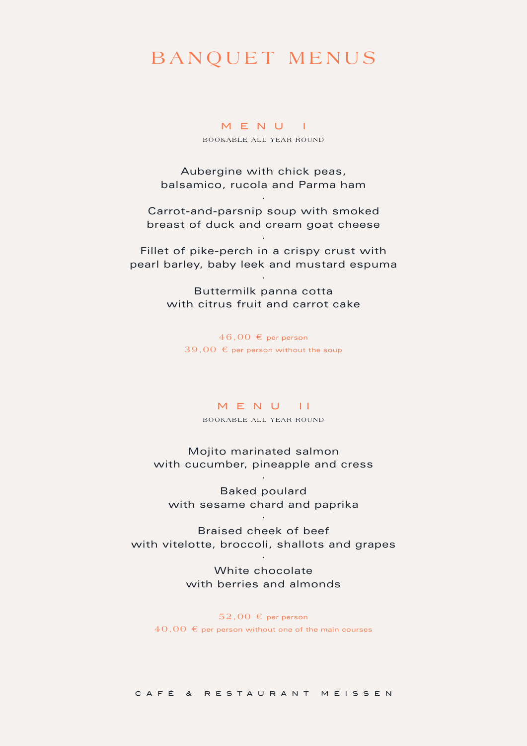# BANQUET MENUS

## MENU I

BOOKABLE ALL YEAR ROUND

Aubergine with chick peas,
balsamico, rucola and Parma ham

·

Carrot-and-parsnip soup with smoked
breast of duck and cream goat cheese

·

Fillet of pike-perch in a crispy crust with
pearl barley, baby leek and mustard espuma

·

Buttermilk panna cotta
with citrus fruit and carrot cake

46,00 € per person
39,00 € per person without the soup

## MENU II

BOOKABLE ALL YEAR ROUND

Mojito marinated salmon
with cucumber, pineapple and cress

·

Baked poulard
with sesame chard and paprika

·

Braised cheek of beef
with vitelotte, broccoli, shallots and grapes

·

White chocolate
with berries and almonds

52,00 € per person
40,00 € per person without one of the main courses

CAFÉ & RESTAURANT MEISSEN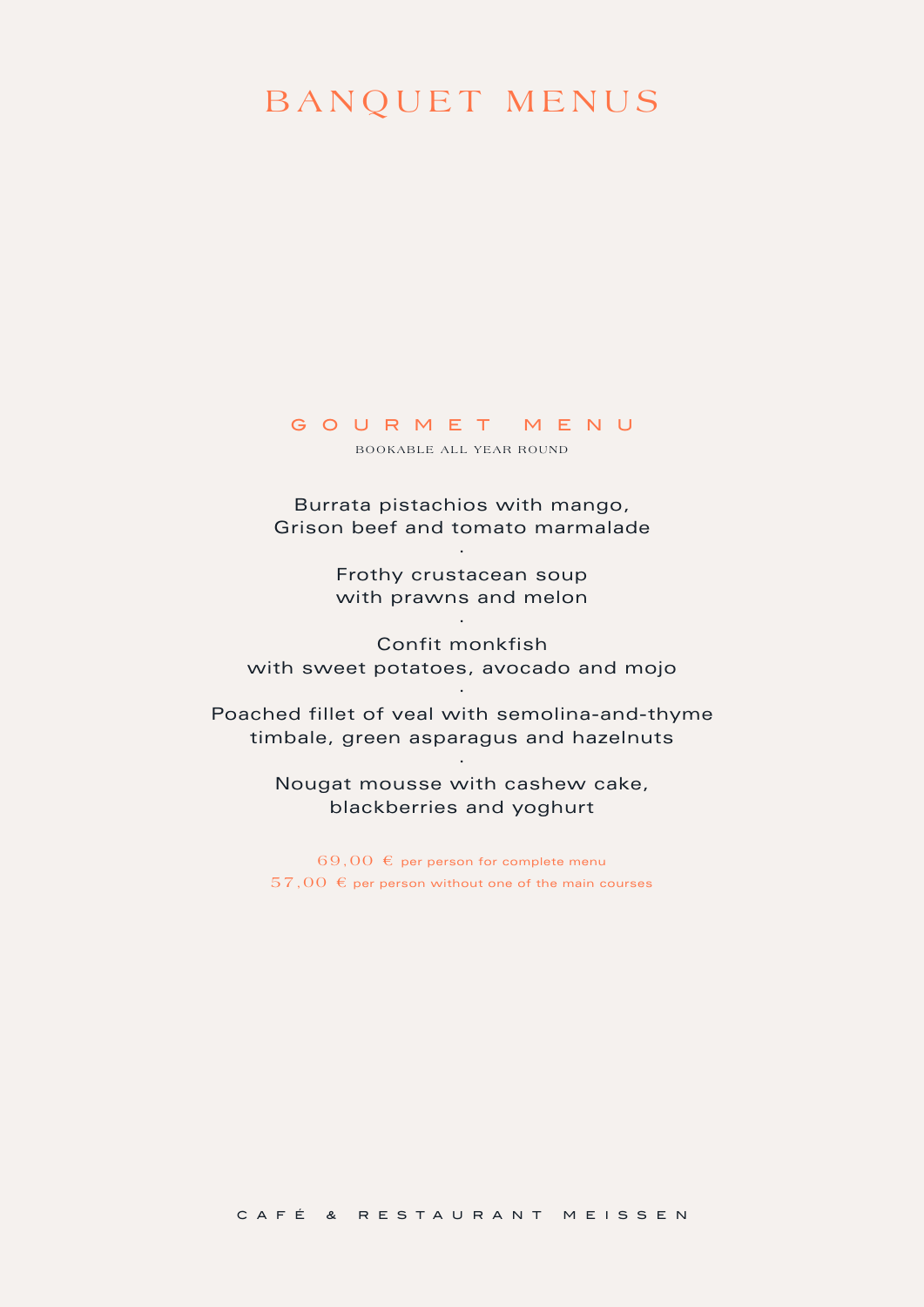# BANQUET MENUS

## GOURMET MENU

BOOKABLE ALL YEAR ROUND

Burrata pistachios with mango,
Grison beef and tomato marmalade

·

Frothy crustacean soup
with prawns and melon

·

Confit monkfish
with sweet potatoes, avocado and mojo

·

Poached fillet of veal with semolina-and-thyme
timbale, green asparagus and hazelnuts

·

Nougat mousse with cashew cake,
blackberries and yoghurt

69,00 € per person for complete menu
57,00 € per person without one of the main courses

CAFÉ & RESTAURANT MEISSEN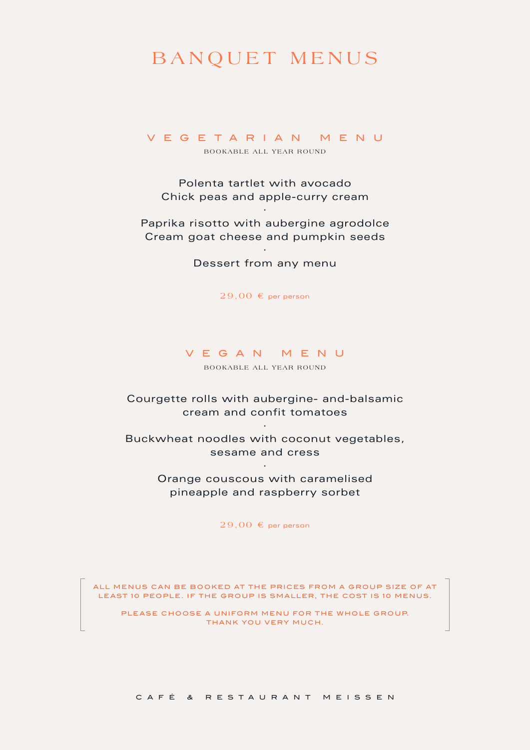# BANQUET MENUS

## VEGETARIAN MENU

BOOKABLE ALL YEAR ROUND

Polenta tartlet with avocado
Chick peas and apple-curry cream

·

Paprika risotto with aubergine agrodolce
Cream goat cheese and pumpkin seeds

·

Dessert from any menu

29,00 € per person

## VEGAN MENU

BOOKABLE ALL YEAR ROUND

Courgette rolls with aubergine- and-balsamic
cream and confit tomatoes

·

Buckwheat noodles with coconut vegetables,
sesame and cress

·

Orange couscous with caramelised
pineapple and raspberry sorbet

29,00 € per person

ALL MENUS CAN BE BOOKED AT THE PRICES FROM A GROUP SIZE OF AT LEAST 10 PEOPLE. IF THE GROUP IS SMALLER, THE COST IS 10 MENUS.

PLEASE CHOOSE A UNIFORM MENU FOR THE WHOLE GROUP.
THANK YOU VERY MUCH.

CAFÉ & RESTAURANT MEISSEN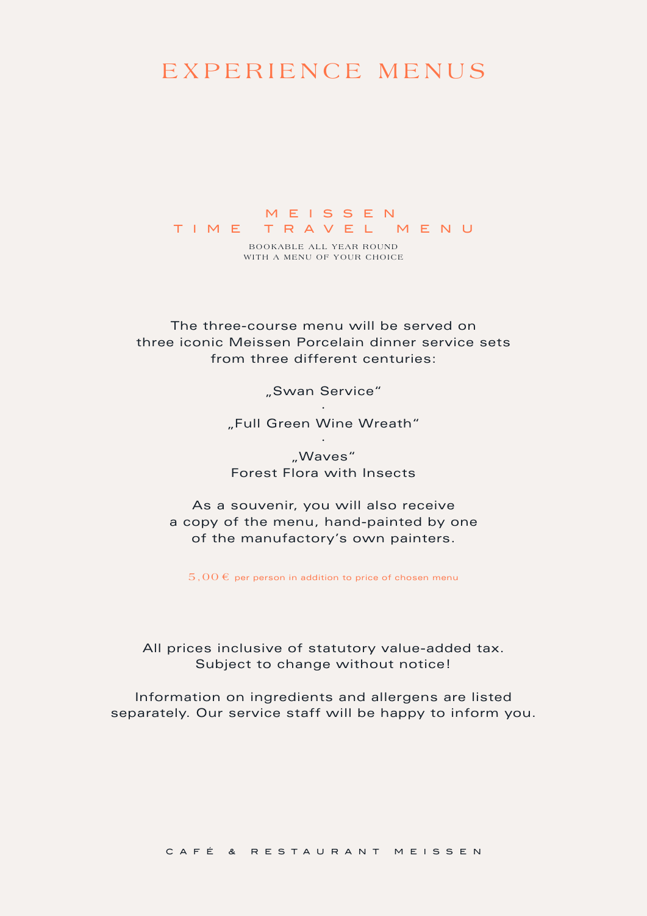# EXPERIENCE MENUS

## MEISSEN TIME TRAVEL MENU

BOOKABLE ALL YEAR ROUND
WITH A MENU OF YOUR CHOICE

The three-course menu will be served on
three iconic Meissen Porcelain dinner service sets
from three different centuries:

„Swan Service"
·
„Full Green Wine Wreath"
·
„Waves"
Forest Flora with Insects

As a souvenir, you will also receive
a copy of the menu, hand-painted by one
of the manufactory's own painters.

5,00 € per person in addition to price of chosen menu

All prices inclusive of statutory value-added tax.
Subject to change without notice!

Information on ingredients and allergens are listed
separately. Our service staff will be happy to inform you.

CAFÉ & RESTAURANT MEISSEN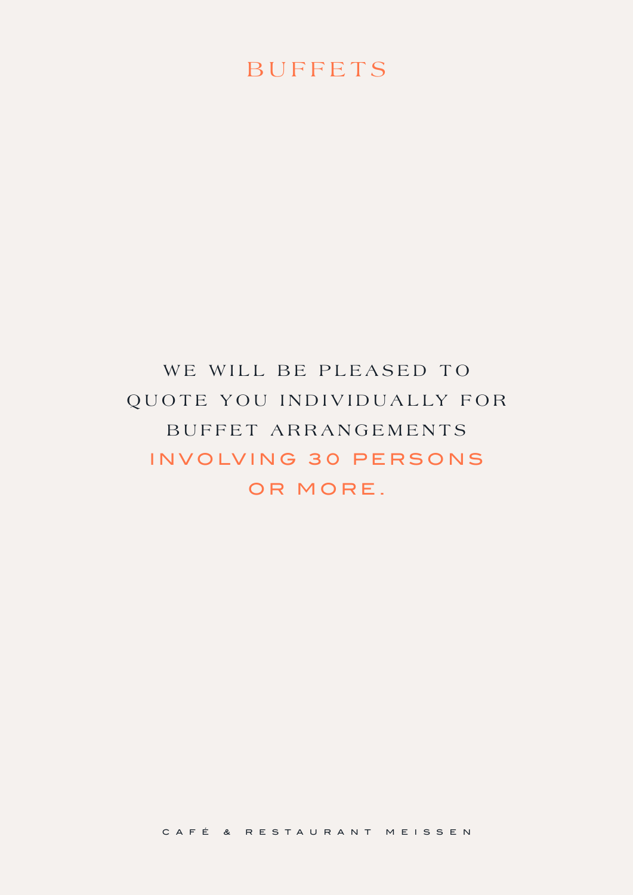# BUFFETS

WE WILL BE PLEASED TO QUOTE YOU INDIVIDUALLY FOR BUFFET ARRANGEMENTS **INVOLVING 30 PERSONS OR MORE.**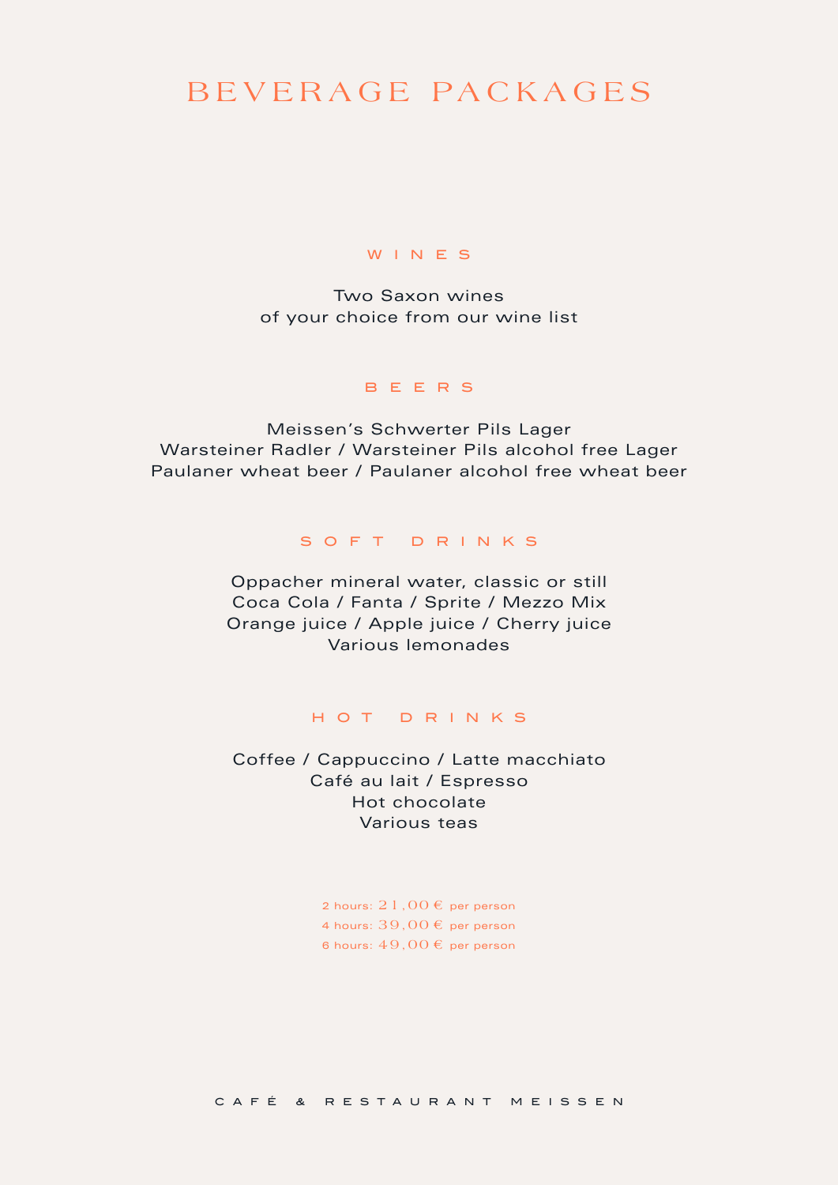# BEVERAGE PACKAGES

## WINES

Two Saxon wines
of your choice from our wine list

## BEERS

Meissen's Schwerter Pils Lager
Warsteiner Radler / Warsteiner Pils alcohol free Lager
Paulaner wheat beer / Paulaner alcohol free wheat beer

## SOFT DRINKS

Oppacher mineral water, classic or still
Coca Cola / Fanta / Sprite / Mezzo Mix
Orange juice / Apple juice / Cherry juice
Various lemonades

## HOT DRINKS

Coffee / Cappuccino / Latte macchiato
Café au lait / Espresso
Hot chocolate
Various teas

2 hours: 21,00 € per person
4 hours: 39,00 € per person
6 hours: 49,00 € per person

CAFÉ & RESTAURANT MEISSEN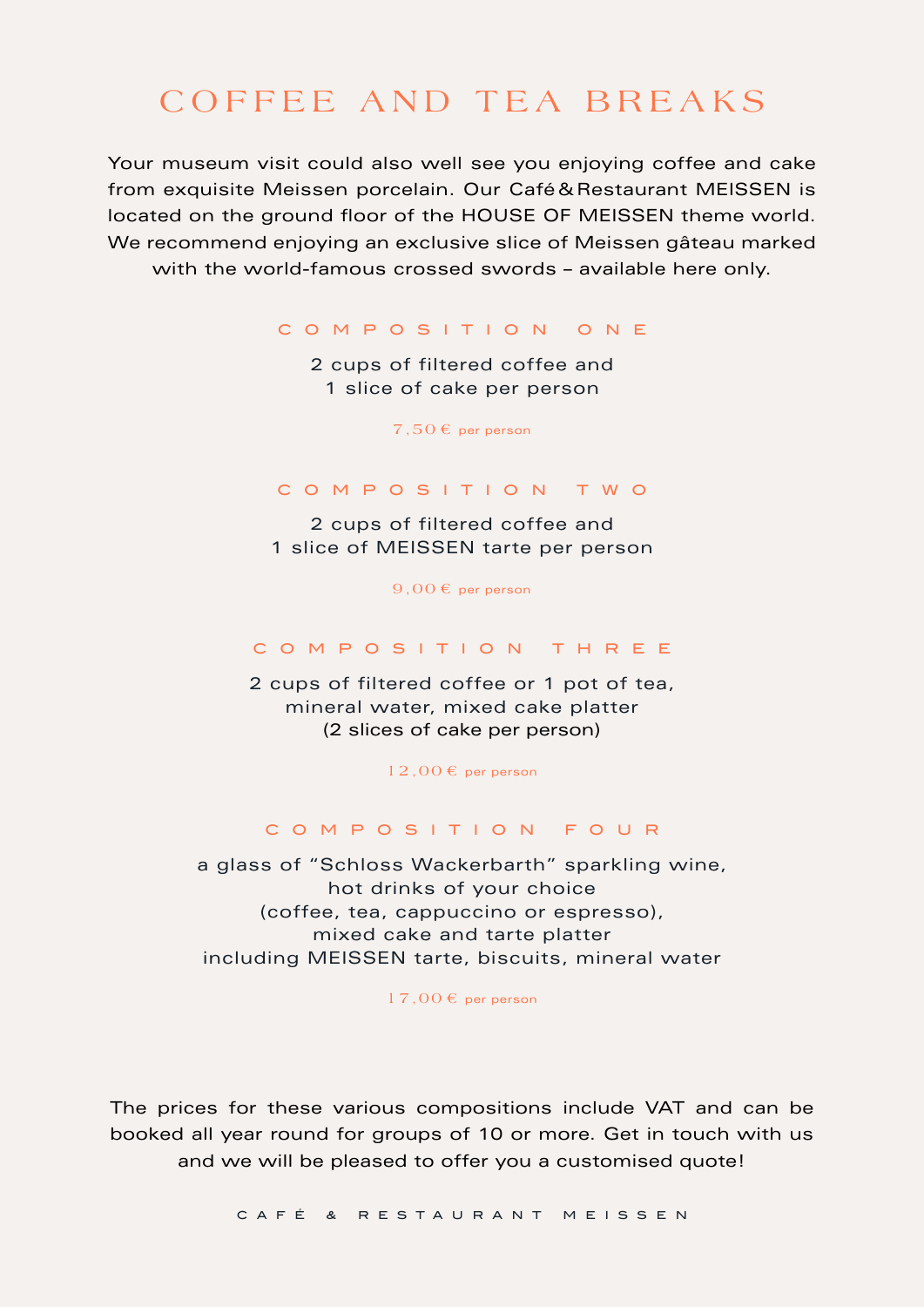# COFFEE AND TEA BREAKS

Your museum visit could also well see you enjoying coffee and cake from exquisite Meissen porcelain. Our Café & Restaurant MEISSEN is located on the ground floor of the HOUSE OF MEISSEN theme world. We recommend enjoying an exclusive slice of Meissen gâteau marked with the world-famous crossed swords – available here only.

## COMPOSITION ONE

2 cups of filtered coffee and
1 slice of cake per person

7,50 € per person

## COMPOSITION TWO

2 cups of filtered coffee and
1 slice of MEISSEN tarte per person

9,00 € per person

## COMPOSITION THREE

2 cups of filtered coffee or 1 pot of tea,
mineral water, mixed cake platter
(2 slices of cake per person)

12,00 € per person

## COMPOSITION FOUR

a glass of "Schloss Wackerbarth" sparkling wine,
hot drinks of your choice
(coffee, tea, cappuccino or espresso),
mixed cake and tarte platter
including MEISSEN tarte, biscuits, mineral water

17,00 € per person

The prices for these various compositions include VAT and can be booked all year round for groups of 10 or more. Get in touch with us and we will be pleased to offer you a customised quote!

CAFÉ & RESTAURANT MEISSEN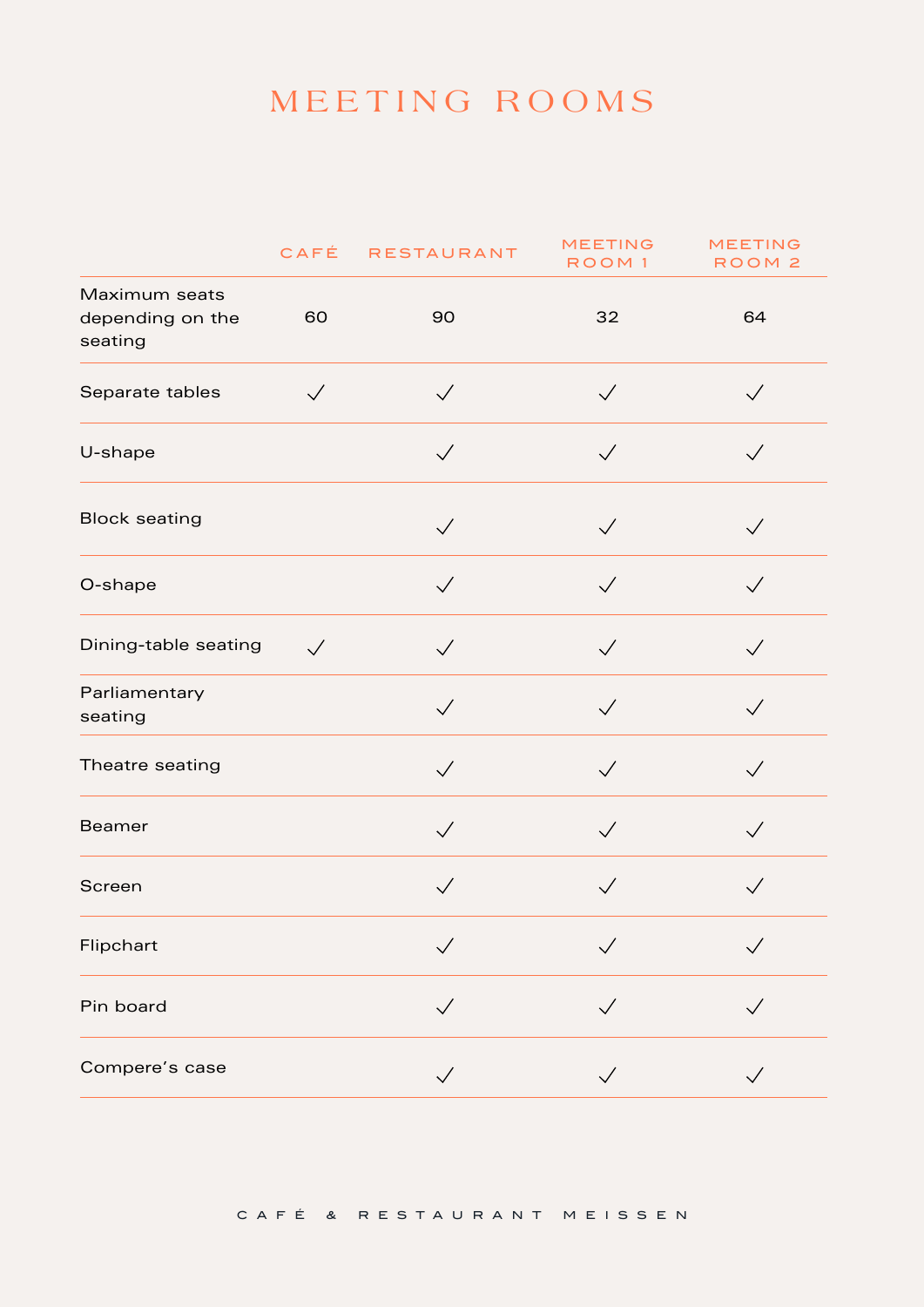# MEETING ROOMS

| | CAFÉ | RESTAURANT | MEETING ROOM 1 | MEETING ROOM 2 |
|---|---|---|---|---|
| Maximum seats depending on the seating | 60 | 90 | 32 | 64 |
| Separate tables | ✓ | ✓ | ✓ | ✓ |
| U-shape | | ✓ | ✓ | ✓ |
| Block seating | | ✓ | ✓ | ✓ |
| O-shape | | ✓ | ✓ | ✓ |
| Dining-table seating | ✓ | ✓ | ✓ | ✓ |
| Parliamentary seating | | ✓ | ✓ | ✓ |
| Theatre seating | | ✓ | ✓ | ✓ |
| Beamer | | ✓ | ✓ | ✓ |
| Screen | | ✓ | ✓ | ✓ |
| Flipchart | | ✓ | ✓ | ✓ |
| Pin board | | ✓ | ✓ | ✓ |
| Compere's case | | ✓ | ✓ | ✓ |

CAFÉ & RESTAURANT MEISSEN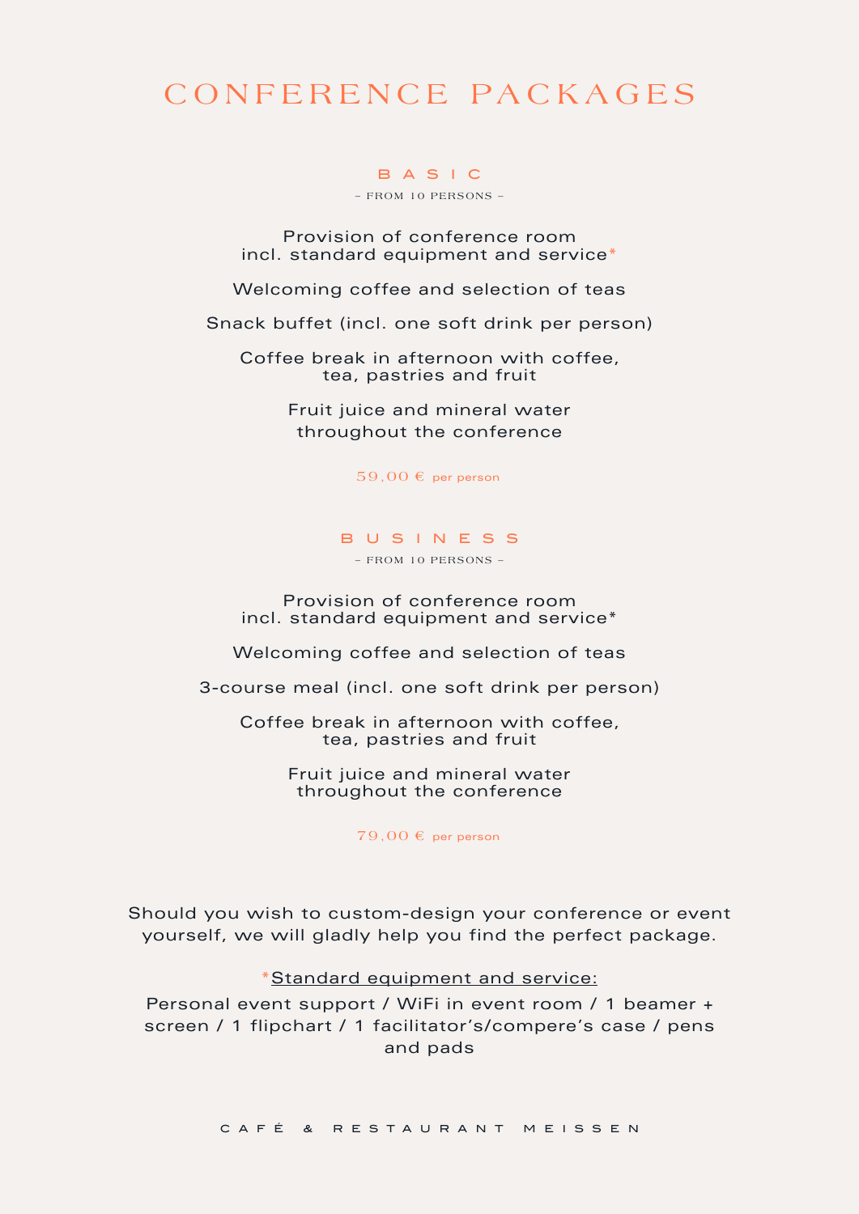# CONFERENCE PACKAGES

## BASIC

– FROM 10 PERSONS –

Provision of conference room incl. standard equipment and service*

Welcoming coffee and selection of teas

Snack buffet (incl. one soft drink per person)

Coffee break in afternoon with coffee, tea, pastries and fruit

Fruit juice and mineral water throughout the conference

59,00 € per person

## BUSINESS

– FROM 10 PERSONS –

Provision of conference room incl. standard equipment and service*

Welcoming coffee and selection of teas

3-course meal (incl. one soft drink per person)

Coffee break in afternoon with coffee, tea, pastries and fruit

Fruit juice and mineral water throughout the conference

79,00 € per person

Should you wish to custom-design your conference or event yourself, we will gladly help you find the perfect package.

*Standard equipment and service:

Personal event support / WiFi in event room / 1 beamer + screen / 1 flipchart / 1 facilitator's/compere's case / pens and pads

CAFÉ & RESTAURANT MEISSEN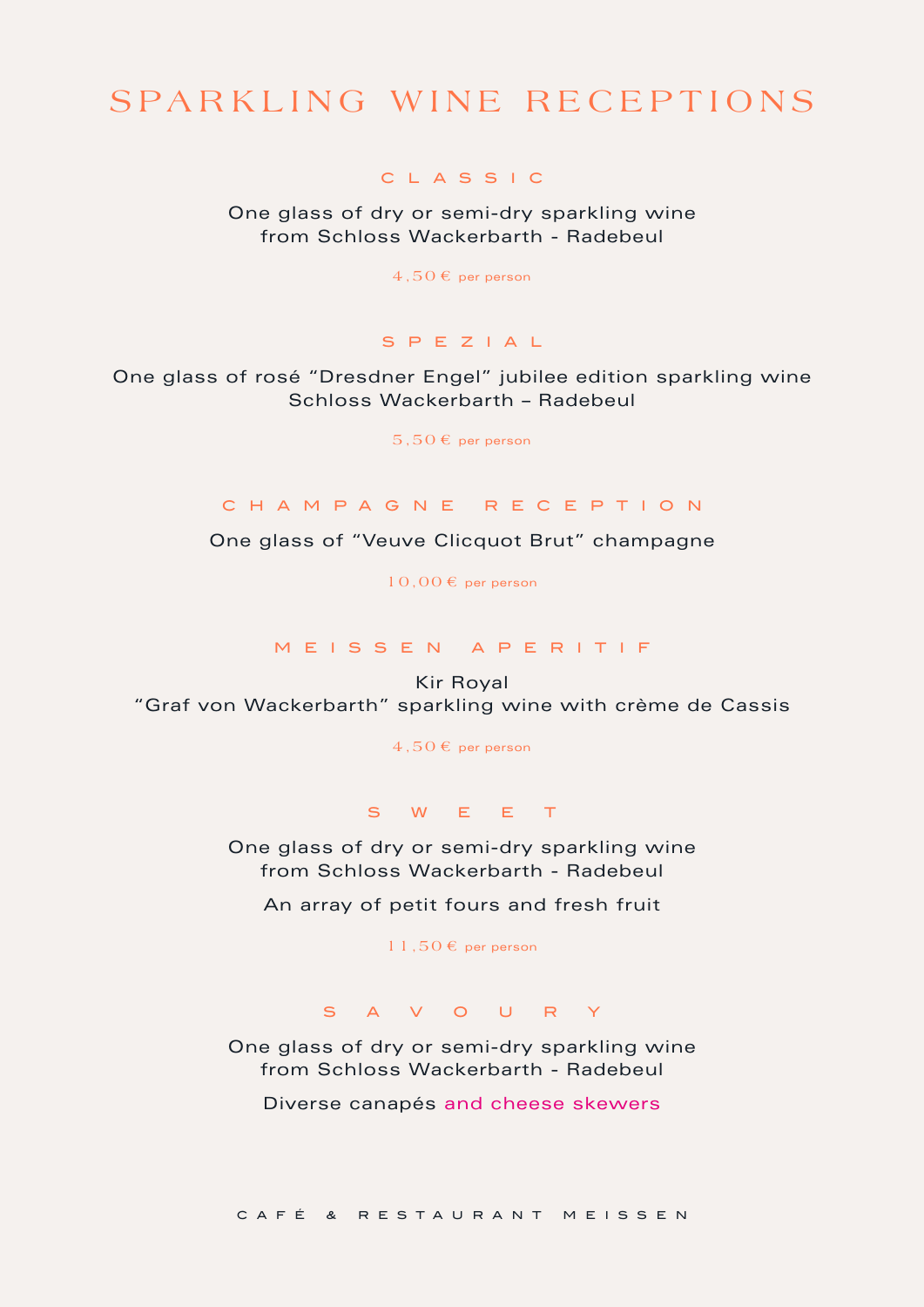# SPARKLING WINE RECEPTIONS

## CLASSIC

One glass of dry or semi-dry sparkling wine
from Schloss Wackerbarth - Radebeul

4,50 € per person

## SPEZIAL

One glass of rosé "Dresdner Engel" jubilee edition sparkling wine
Schloss Wackerbarth – Radebeul

5,50 € per person

## CHAMPAGNE RECEPTION

One glass of "Veuve Clicquot Brut" champagne

10,00 € per person

## MEISSEN APERITIF

Kir Royal
"Graf von Wackerbarth" sparkling wine with crème de Cassis

4,50 € per person

## SWEET

One glass of dry or semi-dry sparkling wine
from Schloss Wackerbarth - Radebeul

An array of petit fours and fresh fruit

11,50 € per person

## SAVOURY

One glass of dry or semi-dry sparkling wine
from Schloss Wackerbarth - Radebeul

Diverse canapés and cheese skewers

CAFÉ & RESTAURANT MEISSEN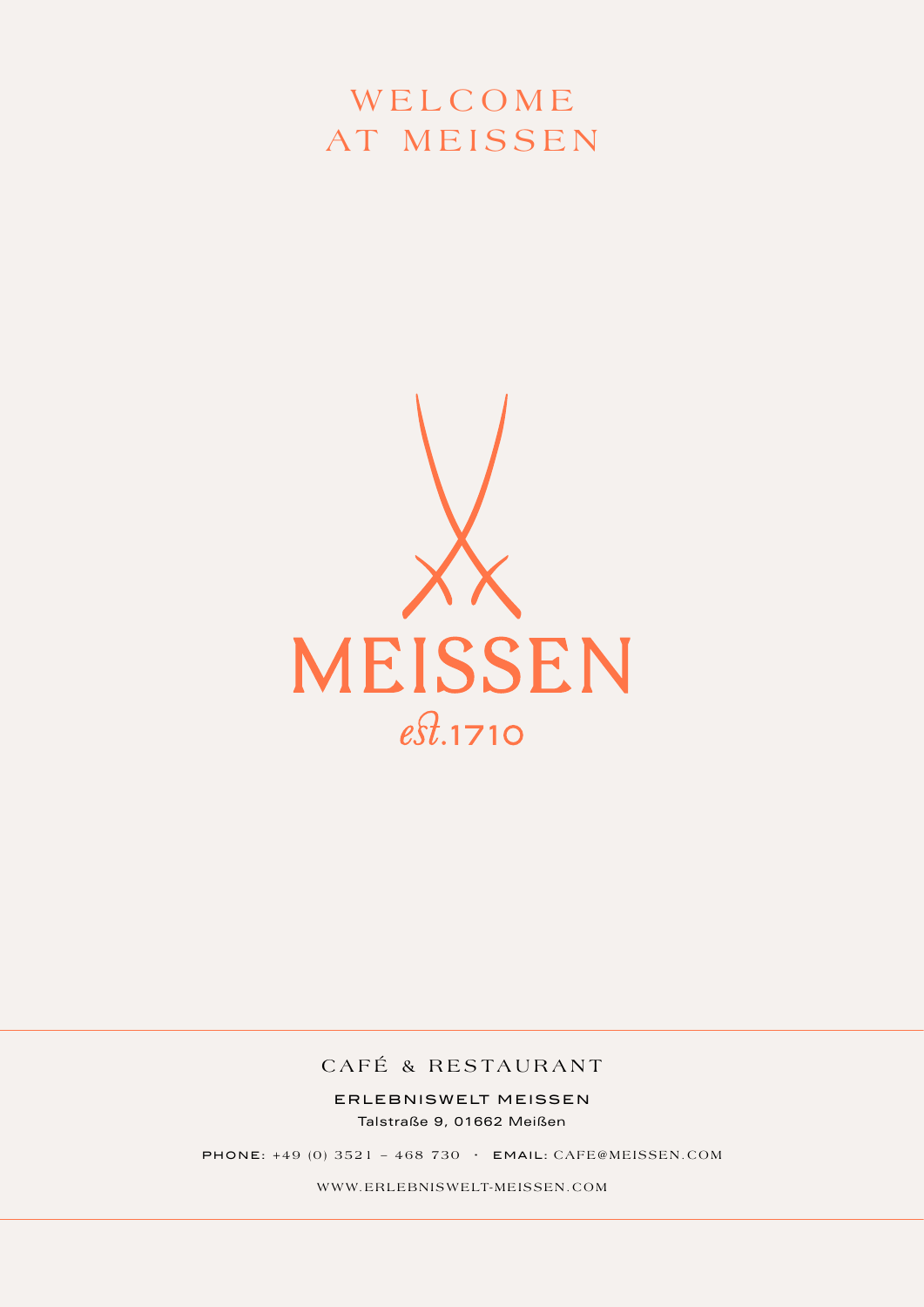# WELCOME AT MEISSEN

MEISSEN

est.1710

CAFÉ & RESTAURANT

**ERLEBNISWELT MEISSEN**

Talstraße 9, 01662 Meißen

**PHONE:** +49 (0) 3521 – 468 730 · **EMAIL:** CAFE@MEISSEN.COM

WWW.ERLEBNISWELT-MEISSEN.COM